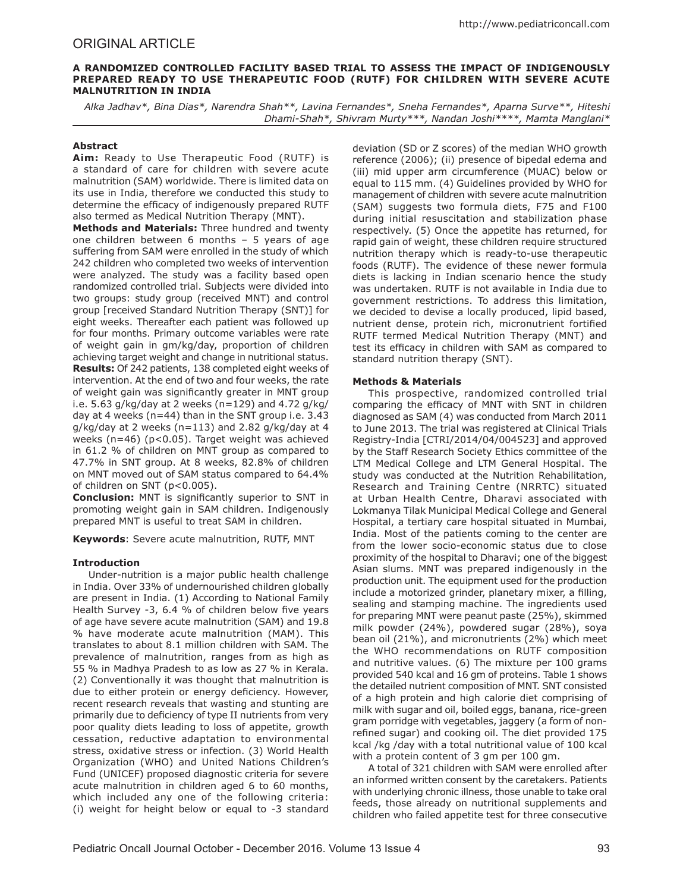ORIGINAL ARTICLE

# A RANDOMIZED CONTROLLED FACILITY BASED TRIAL TO ASSESS THE IMPACT OF INDIGENOUSLY PREPARED READY TO USE THERAPEUTIC FOOD (RUTF) FOR CHILDREN WITH SEVERE ACUTE MALNUTRITION IN INDIA

*Alka Jadhav\*, Bina Dias\*, Narendra Shah\*\*, Lavina Fernandes\*, Sneha Fernandes\*, Aparna Surve\*\*, Hiteshi Dhami-Shah\*, Shivram Murty\*\*\*, Nandan Joshi\*\*\*\*, Mamta Manglani\**

## Abstract

**Aim:** Ready to Use Therapeutic Food (RUTF) is a standard of care for children with severe acute malnutrition (SAM) worldwide. There is limited data on its use in India, therefore we conducted this study to determine the efficacy of indigenously prepared RUTF also termed as Medical Nutrition Therapy (MNT).

**Methods and Materials:** Three hundred and twenty one children between 6 months – 5 years of age suffering from SAM were enrolled in the study of which 242 children who completed two weeks of intervention were analyzed. The study was a facility based open randomized controlled trial. Subjects were divided into two groups: study group (received MNT) and control group [received Standard Nutrition Therapy (SNT)] for eight weeks. Thereafter each patient was followed up for four months. Primary outcome variables were rate of weight gain in gm/kg/day, proportion of children achieving target weight and change in nutritional status.

**Results:** Of 242 patients, 138 completed eight weeks of intervention. At the end of two and four weeks, the rate of weight gain was significantly greater in MNT group i.e. 5.63 g/kg/day at 2 weeks (n=129) and 4.72 g/kg/day at 4 weeks (n=44) than in the SNT group i.e. 3.43 g/kg/day at 2 weeks (n=113) and 2.82 g/kg/day at 4 weeks (n=46) ($p<0.05$). Target weight was achieved in 61.2 % of children on MNT group as compared to 47.7% in SNT group. At 8 weeks, 82.8% of children on MNT moved out of SAM status compared to 64.4% of children on SNT ($p<0.005$).

**Conclusion:** MNT is significantly superior to SNT in promoting weight gain in SAM children. Indigenously prepared MNT is useful to treat SAM in children.

**Keywords**: Severe acute malnutrition, RUTF, MNT

## Introduction

Under-nutrition is a major public health challenge in India. Over 33% of undernourished children globally are present in India. (1) According to National Family Health Survey -3, 6.4 % of children below five years of age have severe acute malnutrition (SAM) and 19.8 % have moderate acute malnutrition (MAM). This translates to about 8.1 million children with SAM. The prevalence of malnutrition, ranges from as high as 55 % in Madhya Pradesh to as low as 27 % in Kerala. (2) Conventionally it was thought that malnutrition is due to either protein or energy deficiency. However, recent research reveals that wasting and stunting are primarily due to deficiency of type II nutrients from very poor quality diets leading to loss of appetite, growth cessation, reductive adaptation to environmental stress, oxidative stress or infection. (3) World Health Organization (WHO) and United Nations Children's Fund (UNICEF) proposed diagnostic criteria for severe acute malnutrition in children aged 6 to 60 months, which included any one of the following criteria: (i) weight for height below or equal to -3 standard deviation (SD or Z scores) of the median WHO growth reference (2006); (ii) presence of bipedal edema and (iii) mid upper arm circumference (MUAC) below or equal to 115 mm. (4) Guidelines provided by WHO for management of children with severe acute malnutrition (SAM) suggests two formula diets, F75 and F100 during initial resuscitation and stabilization phase respectively. (5) Once the appetite has returned, for rapid gain of weight, these children require structured nutrition therapy which is ready-to-use therapeutic foods (RUTF). The evidence of these newer formula diets is lacking in Indian scenario hence the study was undertaken. RUTF is not available in India due to government restrictions. To address this limitation, we decided to devise a locally produced, lipid based, nutrient dense, protein rich, micronutrient fortified RUTF termed Medical Nutrition Therapy (MNT) and test its efficacy in children with SAM as compared to standard nutrition therapy (SNT).

## Methods & Materials

This prospective, randomized controlled trial comparing the efficacy of MNT with SNT in children diagnosed as SAM (4) was conducted from March 2011 to June 2013. The trial was registered at Clinical Trials Registry-India [CTRI/2014/04/004523] and approved by the Staff Research Society Ethics committee of the LTM Medical College and LTM General Hospital. The study was conducted at the Nutrition Rehabilitation, Research and Training Centre (NRRTC) situated at Urban Health Centre, Dharavi associated with Lokmanya Tilak Municipal Medical College and General Hospital, a tertiary care hospital situated in Mumbai, India. Most of the patients coming to the center are from the lower socio-economic status due to close proximity of the hospital to Dharavi; one of the biggest Asian slums. MNT was prepared indigenously in the production unit. The equipment used for the production include a motorized grinder, planetary mixer, a filling, sealing and stamping machine. The ingredients used for preparing MNT were peanut paste (25%), skimmed milk powder (24%), powdered sugar (28%), soya bean oil (21%), and micronutrients (2%) which meet the WHO recommendations on RUTF composition and nutritive values. (6) The mixture per 100 grams provided 540 kcal and 16 gm of proteins. Table 1 shows the detailed nutrient composition of MNT. SNT consisted of a high protein and high calorie diet comprising of milk with sugar and oil, boiled eggs, banana, rice-green gram porridge with vegetables, jaggery (a form of non-refined sugar) and cooking oil. The diet provided 175 kcal /kg /day with a total nutritional value of 100 kcal with a protein content of 3 gm per 100 gm.

A total of 321 children with SAM were enrolled after an informed written consent by the caretakers. Patients with underlying chronic illness, those unable to take oral feeds, those already on nutritional supplements and children who failed appetite test for three consecutive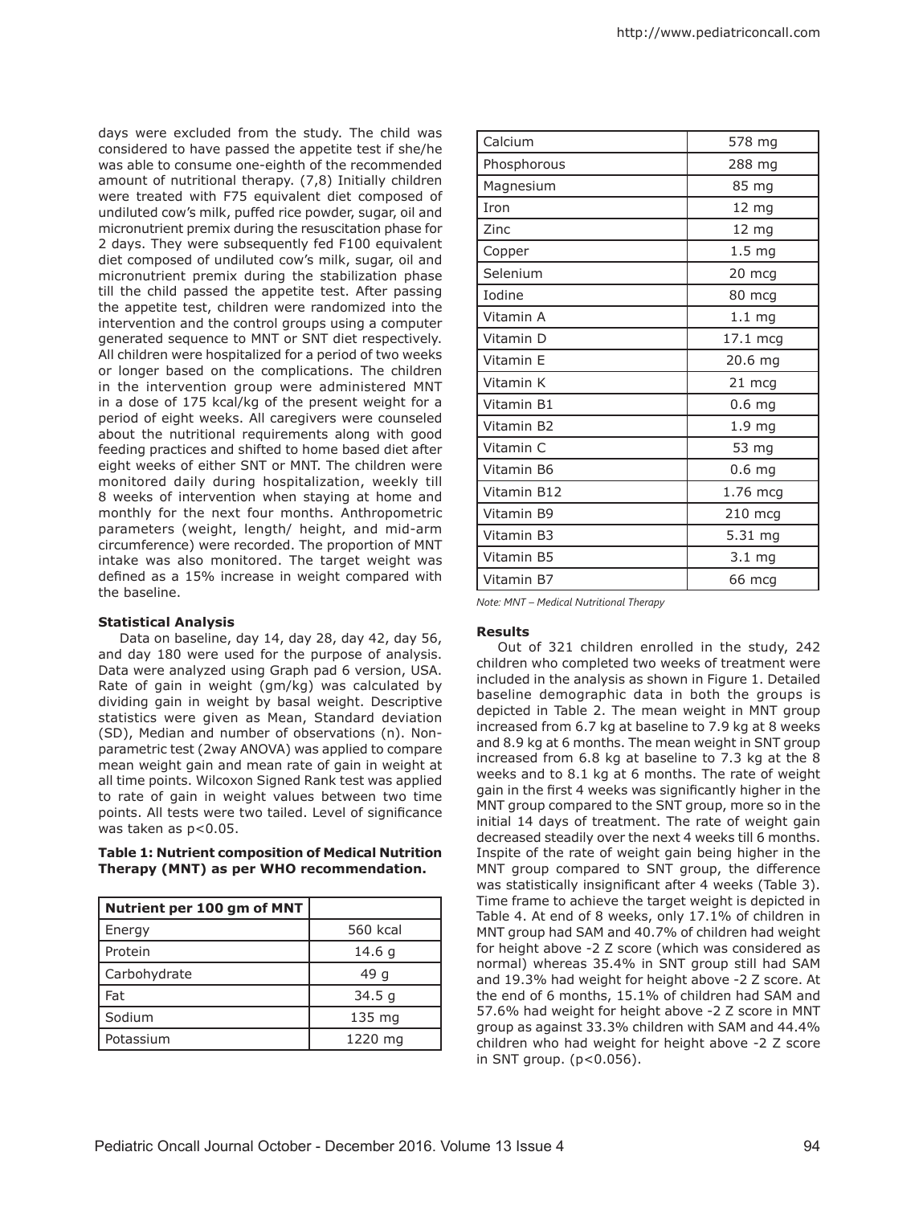days were excluded from the study. The child was considered to have passed the appetite test if she/he was able to consume one-eighth of the recommended amount of nutritional therapy. (7,8) Initially children were treated with F75 equivalent diet composed of undiluted cow's milk, puffed rice powder, sugar, oil and micronutrient premix during the resuscitation phase for 2 days. They were subsequently fed F100 equivalent diet composed of undiluted cow's milk, sugar, oil and micronutrient premix during the stabilization phase till the child passed the appetite test. After passing the appetite test, children were randomized into the intervention and the control groups using a computer generated sequence to MNT or SNT diet respectively. All children were hospitalized for a period of two weeks or longer based on the complications. The children in the intervention group were administered MNT in a dose of 175 kcal/kg of the present weight for a period of eight weeks. All caregivers were counseled about the nutritional requirements along with good feeding practices and shifted to home based diet after eight weeks of either SNT or MNT. The children were monitored daily during hospitalization, weekly till 8 weeks of intervention when staying at home and monthly for the next four months. Anthropometric parameters (weight, length/ height, and mid-arm circumference) were recorded. The proportion of MNT intake was also monitored. The target weight was defined as a 15% increase in weight compared with the baseline.

**Statistical Analysis**

Data on baseline, day 14, day 28, day 42, day 56, and day 180 were used for the purpose of analysis. Data were analyzed using Graph pad 6 version, USA. Rate of gain in weight (gm/kg) was calculated by dividing gain in weight by basal weight. Descriptive statistics were given as Mean, Standard deviation (SD), Median and number of observations (n). Non-parametric test (2way ANOVA) was applied to compare mean weight gain and mean rate of gain in weight at all time points. Wilcoxon Signed Rank test was applied to rate of gain in weight values between two time points. All tests were two tailed. Level of significance was taken as $p<0.05$.

**Table 1: Nutrient composition of Medical Nutrition Therapy (MNT) as per WHO recommendation.**

| Nutrient per 100 gm of MNT | |
|---|---|
| Energy | 560 kcal |
| Protein | 14.6 g |
| Carbohydrate | 49 g |
| Fat | 34.5 g |
| Sodium | 135 mg |
| Potassium | 1220 mg |
| Calcium | 578 mg |
| Phosphorous | 288 mg |
| Magnesium | 85 mg |
| Iron | 12 mg |
| Zinc | 12 mg |
| Copper | 1.5 mg |
| Selenium | 20 mcg |
| Iodine | 80 mcg |
| Vitamin A | 1.1 mg |
| Vitamin D | 17.1 mcg |
| Vitamin E | 20.6 mg |
| Vitamin K | 21 mcg |
| Vitamin B1 | 0.6 mg |
| Vitamin B2 | 1.9 mg |
| Vitamin C | 53 mg |
| Vitamin B6 | 0.6 mg |
| Vitamin B12 | 1.76 mcg |
| Vitamin B9 | 210 mcg |
| Vitamin B3 | 5.31 mg |
| Vitamin B5 | 3.1 mg |
| Vitamin B7 | 66 mcg |

*Note: MNT – Medical Nutritional Therapy*

**Results**

Out of 321 children enrolled in the study, 242 children who completed two weeks of treatment were included in the analysis as shown in Figure 1. Detailed baseline demographic data in both the groups is depicted in Table 2. The mean weight in MNT group increased from 6.7 kg at baseline to 7.9 kg at 8 weeks and 8.9 kg at 6 months. The mean weight in SNT group increased from 6.8 kg at baseline to 7.3 kg at the 8 weeks and to 8.1 kg at 6 months. The rate of weight gain in the first 4 weeks was significantly higher in the MNT group compared to the SNT group, more so in the initial 14 days of treatment. The rate of weight gain decreased steadily over the next 4 weeks till 6 months. Inspite of the rate of weight gain being higher in the MNT group compared to SNT group, the difference was statistically insignificant after 4 weeks (Table 3). Time frame to achieve the target weight is depicted in Table 4. At end of 8 weeks, only 17.1% of children in MNT group had SAM and 40.7% of children had weight for height above -2 Z score (which was considered as normal) whereas 35.4% in SNT group still had SAM and 19.3% had weight for height above -2 Z score. At the end of 6 months, 15.1% of children had SAM and 57.6% had weight for height above -2 Z score in MNT group as against 33.3% children with SAM and 44.4% children who had weight for height above -2 Z score in SNT group. ($p<0.056$).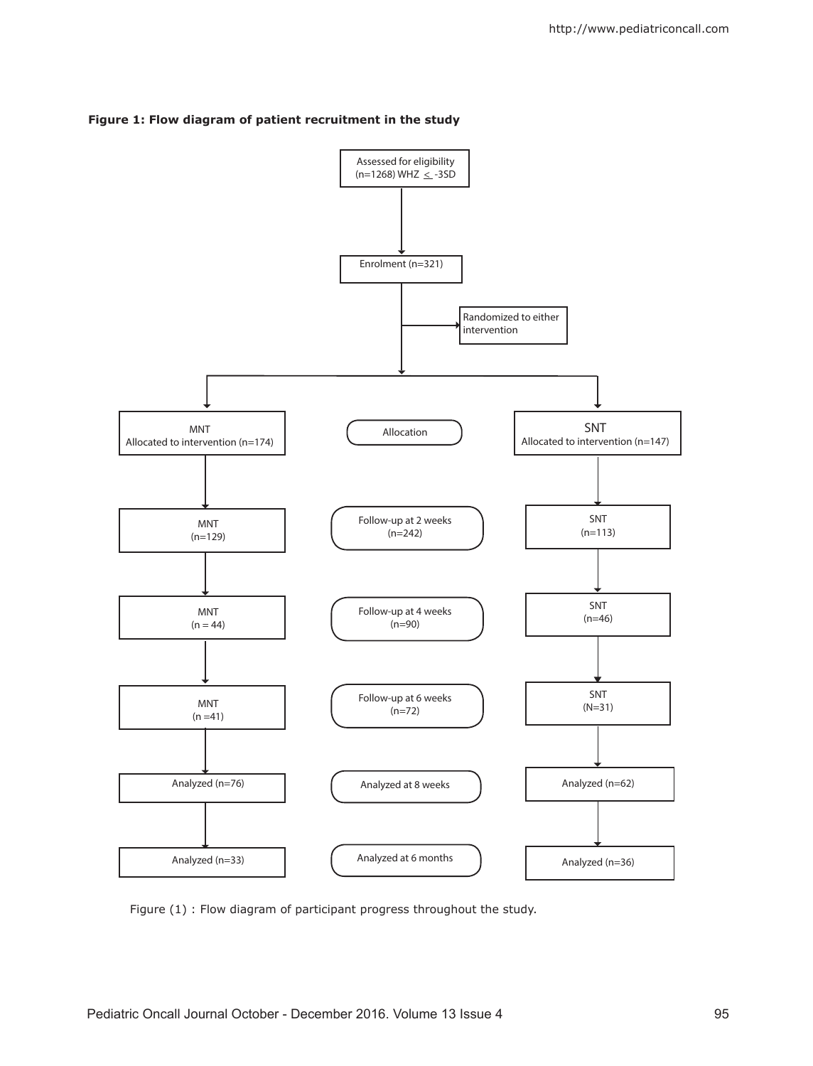**Figure 1: Flow diagram of patient recruitment in the study**

Assessed for eligibility (n=1268) WHZ ≤ -3SD

Enrolment (n=321)

Randomized to either intervention

| MNT | | SNT |
|---|---|---|
| MNT Allocated to intervention (n=174) | Allocation | SNT Allocated to intervention (n=147) |
| MNT (n=129) | Follow-up at 2 weeks (n=242) | SNT (n=113) |
| MNT (n = 44) | Follow-up at 4 weeks (n=90) | SNT (n=46) |
| MNT (n =41) | Follow-up at 6 weeks (n=72) | SNT (N=31) |
| Analyzed (n=76) | Analyzed at 8 weeks | Analyzed (n=62) |
| Analyzed (n=33) | Analyzed at 6 months | Analyzed (n=36) |

Figure (1) : Flow diagram of participant progress throughout the study.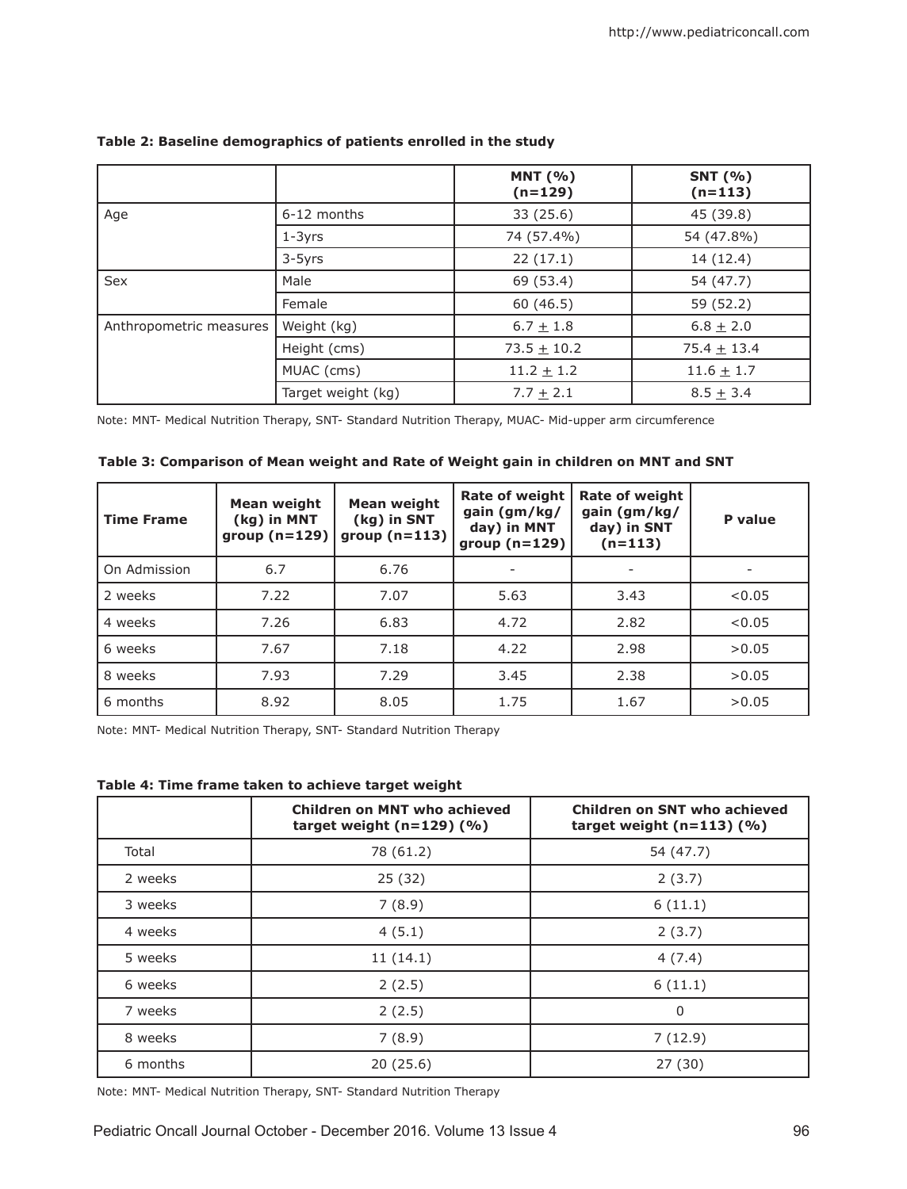**Table 2: Baseline demographics of patients enrolled in the study**

| | | MNT (%) (n=129) | SNT (%) (n=113) |
|---|---|---|---|
| Age | 6-12 months | 33 (25.6) | 45 (39.8) |
| | 1-3yrs | 74 (57.4%) | 54 (47.8%) |
| | 3-5yrs | 22 (17.1) | 14 (12.4) |
| Sex | Male | 69 (53.4) | 54 (47.7) |
| | Female | 60 (46.5) | 59 (52.2) |
| Anthropometric measures | Weight (kg) | 6.7 ± 1.8 | 6.8 ± 2.0 |
| | Height (cms) | 73.5 ± 10.2 | 75.4 ± 13.4 |
| | MUAC (cms) | 11.2 ± 1.2 | 11.6 ± 1.7 |
| | Target weight (kg) | 7.7 ± 2.1 | 8.5 ± 3.4 |

Note: MNT- Medical Nutrition Therapy, SNT- Standard Nutrition Therapy, MUAC- Mid-upper arm circumference

**Table 3: Comparison of Mean weight and Rate of Weight gain in children on MNT and SNT**

| Time Frame | Mean weight (kg) in MNT group (n=129) | Mean weight (kg) in SNT group (n=113) | Rate of weight gain (gm/kg/day) in MNT group (n=129) | Rate of weight gain (gm/kg/day) in SNT (n=113) | P value |
|---|---|---|---|---|---|
| On Admission | 6.7 | 6.76 | - | - | - |
| 2 weeks | 7.22 | 7.07 | 5.63 | 3.43 | <0.05 |
| 4 weeks | 7.26 | 6.83 | 4.72 | 2.82 | <0.05 |
| 6 weeks | 7.67 | 7.18 | 4.22 | 2.98 | >0.05 |
| 8 weeks | 7.93 | 7.29 | 3.45 | 2.38 | >0.05 |
| 6 months | 8.92 | 8.05 | 1.75 | 1.67 | >0.05 |

Note: MNT- Medical Nutrition Therapy, SNT- Standard Nutrition Therapy

**Table 4: Time frame taken to achieve target weight**

| | Children on MNT who achieved target weight (n=129) (%) | Children on SNT who achieved target weight (n=113) (%) |
|---|---|---|
| Total | 78 (61.2) | 54 (47.7) |
| 2 weeks | 25 (32) | 2 (3.7) |
| 3 weeks | 7 (8.9) | 6 (11.1) |
| 4 weeks | 4 (5.1) | 2 (3.7) |
| 5 weeks | 11 (14.1) | 4 (7.4) |
| 6 weeks | 2 (2.5) | 6 (11.1) |
| 7 weeks | 2 (2.5) | 0 |
| 8 weeks | 7 (8.9) | 7 (12.9) |
| 6 months | 20 (25.6) | 27 (30) |

Note: MNT- Medical Nutrition Therapy, SNT- Standard Nutrition Therapy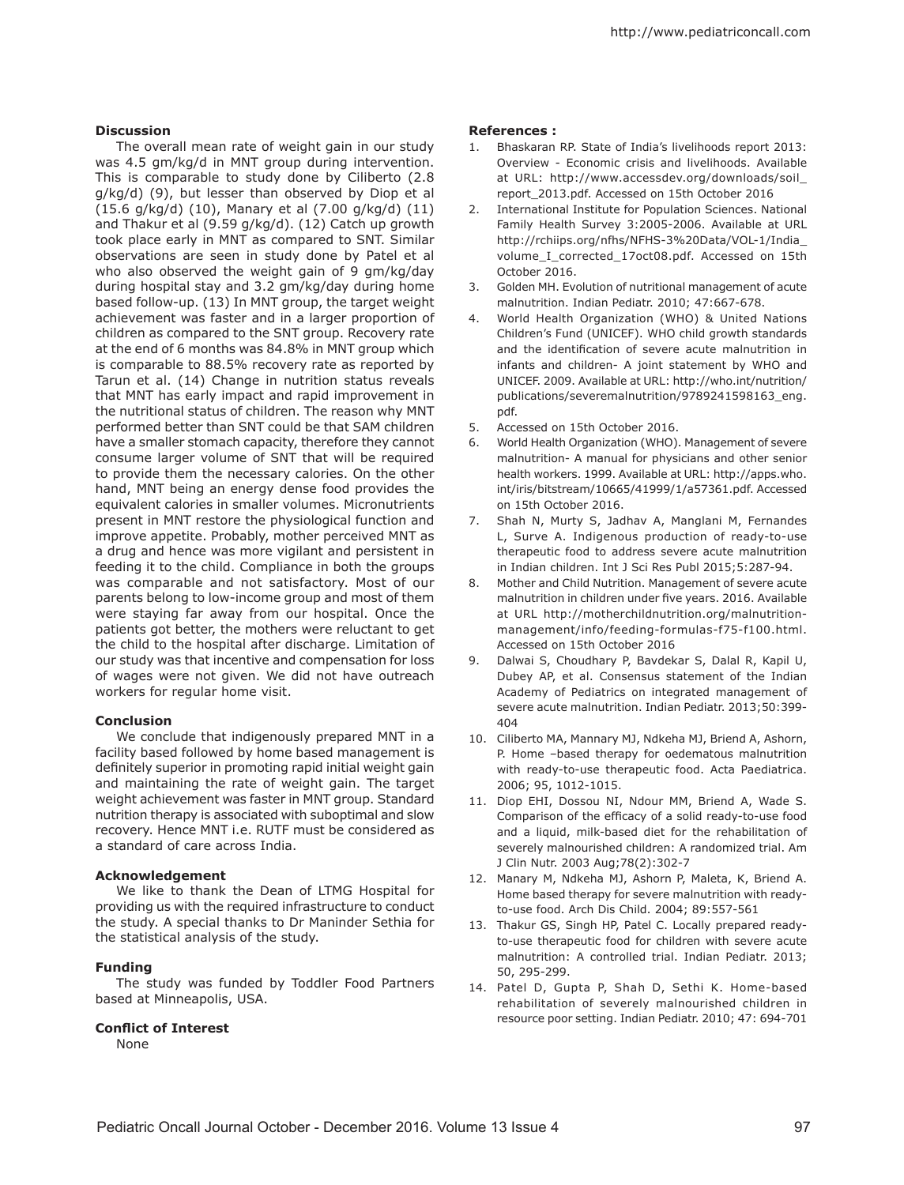## Discussion

The overall mean rate of weight gain in our study was 4.5 gm/kg/d in MNT group during intervention. This is comparable to study done by Ciliberto (2.8 g/kg/d) (9), but lesser than observed by Diop et al (15.6 g/kg/d) (10), Manary et al (7.00 g/kg/d) (11) and Thakur et al (9.59 g/kg/d). (12) Catch up growth took place early in MNT as compared to SNT. Similar observations are seen in study done by Patel et al who also observed the weight gain of 9 gm/kg/day during hospital stay and 3.2 gm/kg/day during home based follow-up. (13) In MNT group, the target weight achievement was faster and in a larger proportion of children as compared to the SNT group. Recovery rate at the end of 6 months was 84.8% in MNT group which is comparable to 88.5% recovery rate as reported by Tarun et al. (14) Change in nutrition status reveals that MNT has early impact and rapid improvement in the nutritional status of children. The reason why MNT performed better than SNT could be that SAM children have a smaller stomach capacity, therefore they cannot consume larger volume of SNT that will be required to provide them the necessary calories. On the other hand, MNT being an energy dense food provides the equivalent calories in smaller volumes. Micronutrients present in MNT restore the physiological function and improve appetite. Probably, mother perceived MNT as a drug and hence was more vigilant and persistent in feeding it to the child. Compliance in both the groups was comparable and not satisfactory. Most of our parents belong to low-income group and most of them were staying far away from our hospital. Once the patients got better, the mothers were reluctant to get the child to the hospital after discharge. Limitation of our study was that incentive and compensation for loss of wages were not given. We did not have outreach workers for regular home visit.

## Conclusion

We conclude that indigenously prepared MNT in a facility based followed by home based management is definitely superior in promoting rapid initial weight gain and maintaining the rate of weight gain. The target weight achievement was faster in MNT group. Standard nutrition therapy is associated with suboptimal and slow recovery. Hence MNT i.e. RUTF must be considered as a standard of care across India.

## Acknowledgement

We like to thank the Dean of LTMG Hospital for providing us with the required infrastructure to conduct the study. A special thanks to Dr Maninder Sethia for the statistical analysis of the study.

## Funding

The study was funded by Toddler Food Partners based at Minneapolis, USA.

## Conflict of Interest

None

## References :

1. Bhaskaran RP. State of India's livelihoods report 2013: Overview - Economic crisis and livelihoods. Available at URL: http://www.accessdev.org/downloads/soil_report_2013.pdf. Accessed on 15th October 2016
2. International Institute for Population Sciences. National Family Health Survey 3:2005-2006. Available at URL http://rchiips.org/nfhs/NFHS-3%20Data/VOL-1/India_volume_I_corrected_17oct08.pdf. Accessed on 15th October 2016.
3. Golden MH. Evolution of nutritional management of acute malnutrition. Indian Pediatr. 2010; 47:667-678.
4. World Health Organization (WHO) & United Nations Children's Fund (UNICEF). WHO child growth standards and the identification of severe acute malnutrition in infants and children- A joint statement by WHO and UNICEF. 2009. Available at URL: http://who.int/nutrition/publications/severemalnutrition/9789241598163_eng.pdf.
5. Accessed on 15th October 2016.
6. World Health Organization (WHO). Management of severe malnutrition- A manual for physicians and other senior health workers. 1999. Available at URL: http://apps.who.int/iris/bitstream/10665/41999/1/a57361.pdf. Accessed on 15th October 2016.
7. Shah N, Murty S, Jadhav A, Manglani M, Fernandes L, Surve A. Indigenous production of ready-to-use therapeutic food to address severe acute malnutrition in Indian children. Int J Sci Res Publ 2015;5:287-94.
8. Mother and Child Nutrition. Management of severe acute malnutrition in children under five years. 2016. Available at URL http://motherchildnutrition.org/malnutrition-management/info/feeding-formulas-f75-f100.html. Accessed on 15th October 2016
9. Dalwai S, Choudhary P, Bavdekar S, Dalal R, Kapil U, Dubey AP, et al. Consensus statement of the Indian Academy of Pediatrics on integrated management of severe acute malnutrition. Indian Pediatr. 2013;50:399-404
10. Ciliberto MA, Mannary MJ, Ndkeha MJ, Briend A, Ashorn, P. Home –based therapy for oedematous malnutrition with ready-to-use food. Acta Paediatrica. 2006; 95, 1012-1015.
11. Diop EHI, Dossou NI, Ndour MM, Briend A, Wade S. Comparison of the efficacy of a solid ready-to-use food and a liquid, milk-based diet for the rehabilitation of severely malnourished children: A randomized trial. Am J Clin Nutr. 2003 Aug;78(2):302-7
12. Manary M, Ndkeha MJ, Ashorn P, Maleta, K, Briend A. Home based therapy for severe malnutrition with ready-to-use food. Arch Dis Child. 2004; 89:557-561
13. Thakur GS, Singh HP, Patel C. Locally prepared ready-to-use therapeutic food for children with severe acute malnutrition: A controlled trial. Indian Pediatr. 2013; 50, 295-299.
14. Patel D, Gupta P, Shah D, Sethi K. Home-based rehabilitation of severely malnourished children in resource poor setting. Indian Pediatr. 2010; 47: 694-701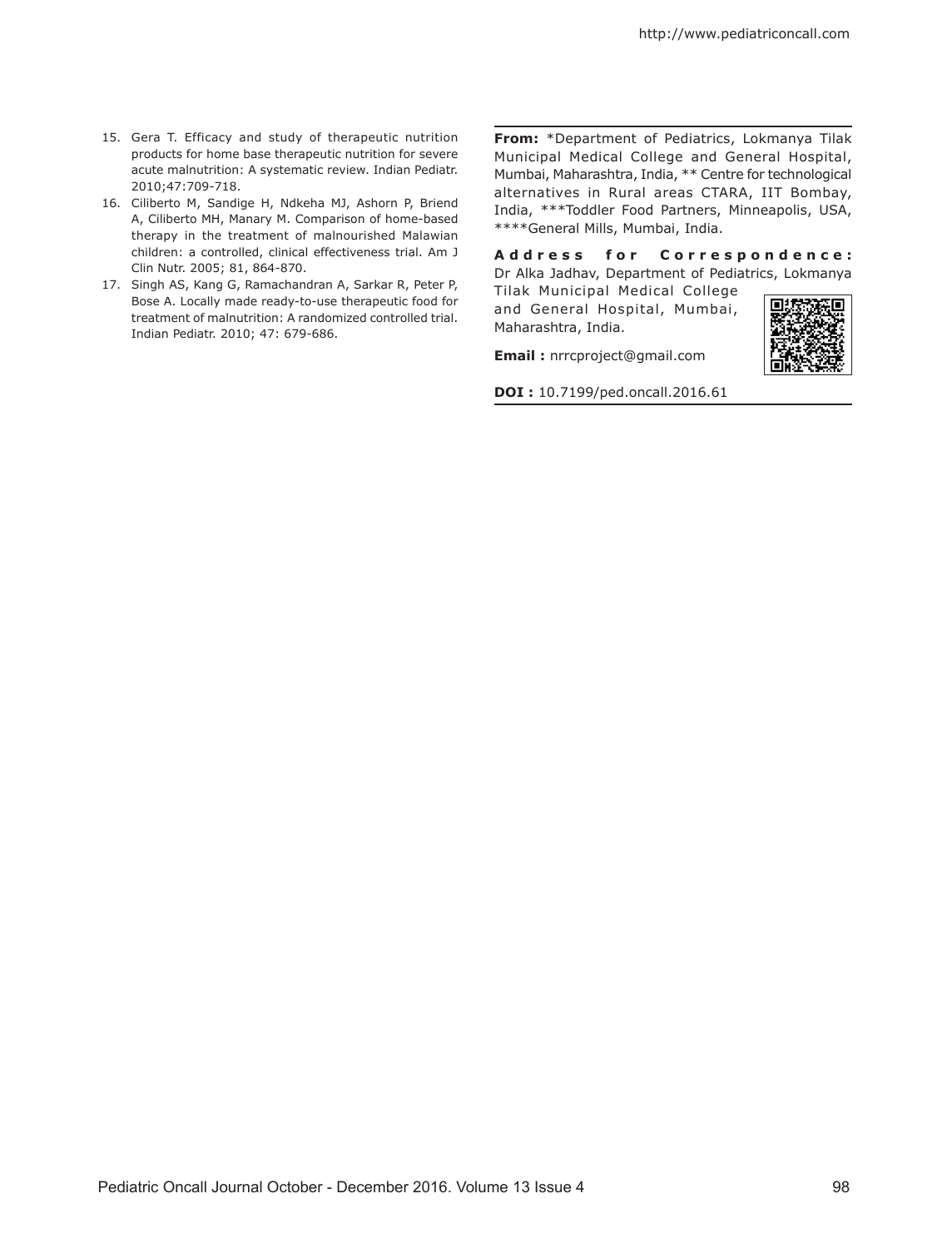15. Gera T. Efficacy and study of therapeutic nutrition products for home base therapeutic nutrition for severe acute malnutrition: A systematic review. Indian Pediatr. 2010;47:709-718.
16. Ciliberto M, Sandige H, Ndkeha MJ, Ashorn P, Briend A, Ciliberto MH, Manary M. Comparison of home-based therapy in the treatment of malnourished Malawian children: a controlled, clinical effectiveness trial. Am J Clin Nutr. 2005; 81, 864-870.
17. Singh AS, Kang G, Ramachandran A, Sarkar R, Peter P, Bose A. Locally made ready-to-use therapeutic food for treatment of malnutrition: A randomized controlled trial. Indian Pediatr. 2010; 47: 679-686.

**From:** *Department of Pediatrics, Lokmanya Tilak Municipal Medical College and General Hospital, Mumbai, Maharashtra, India, ** Centre for technological alternatives in Rural areas CTARA, IIT Bombay, India, ***Toddler Food Partners, Minneapolis, USA, ****General Mills, Mumbai, India.

**Address for Correspondence:** Dr Alka Jadhav, Department of Pediatrics, Lokmanya Tilak Municipal Medical College and General Hospital, Mumbai, Maharashtra, India.

**Email :** nrrcproject@gmail.com

**DOI :** 10.7199/ped.oncall.2016.61